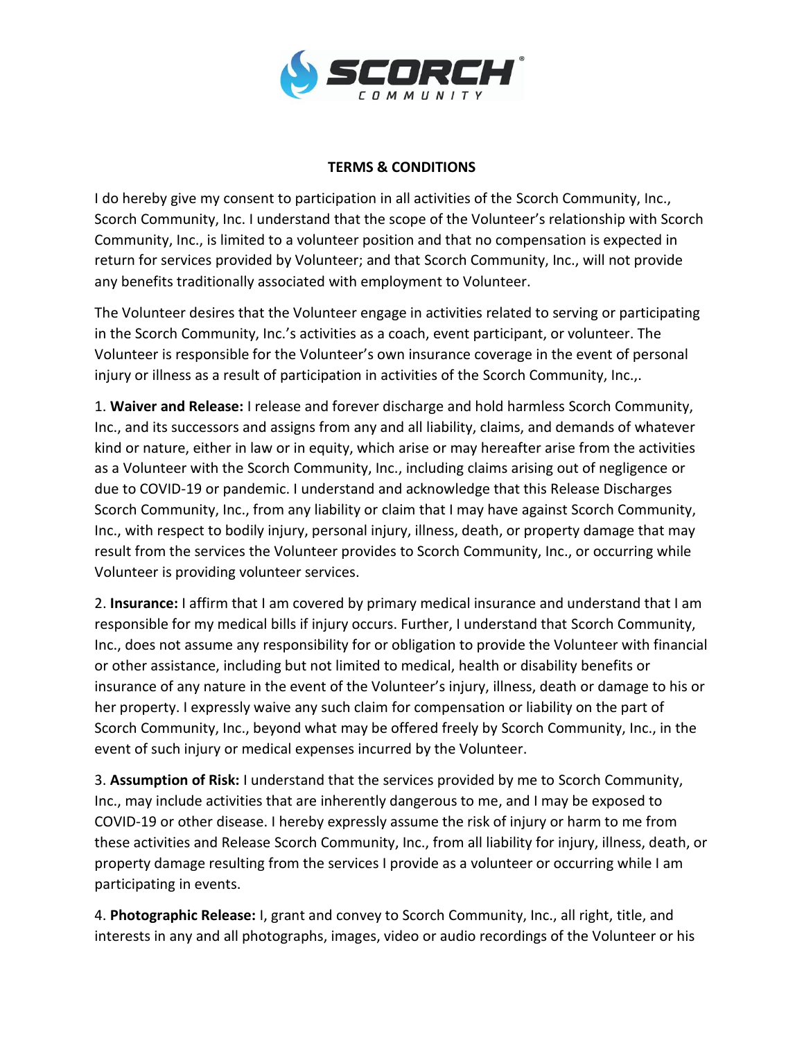# TERMS & CONDITIONS

I do hereby give my consent to participation in all activities of the Scorch Community, Inc., Scorch Community, Inc. I understand that the scope of the Volunteer's relationship with Scorch Community, Inc., is limited to a volunteer position and that no compensation is expected in return for services provided by Volunteer; and that Scorch Community, Inc., will not provide any benefits traditionally associated with employment to Volunteer.

The Volunteer desires that the Volunteer engage in activities related to serving or participating in the Scorch Community, Inc.'s activities as a coach, event participant, or volunteer. The Volunteer is responsible for the Volunteer's own insurance coverage in the event of personal injury or illness as a result of participation in activities of the Scorch Community, Inc.,.

1. **Waiver and Release:** I release and forever discharge and hold harmless Scorch Community, Inc., and its successors and assigns from any and all liability, claims, and demands of whatever kind or nature, either in law or in equity, which arise or may hereafter arise from the activities as a Volunteer with the Scorch Community, Inc., including claims arising out of negligence or due to COVID-19 or pandemic. I understand and acknowledge that this Release Discharges Scorch Community, Inc., from any liability or claim that I may have against Scorch Community, Inc., with respect to bodily injury, personal injury, illness, death, or property damage that may result from the services the Volunteer provides to Scorch Community, Inc., or occurring while Volunteer is providing volunteer services.

2. **Insurance:** I affirm that I am covered by primary medical insurance and understand that I am responsible for my medical bills if injury occurs. Further, I understand that Scorch Community, Inc., does not assume any responsibility for or obligation to provide the Volunteer with financial or other assistance, including but not limited to medical, health or disability benefits or insurance of any nature in the event of the Volunteer's injury, illness, death or damage to his or her property. I expressly waive any such claim for compensation or liability on the part of Scorch Community, Inc., beyond what may be offered freely by Scorch Community, Inc., in the event of such injury or medical expenses incurred by the Volunteer.

3. **Assumption of Risk:** I understand that the services provided by me to Scorch Community, Inc., may include activities that are inherently dangerous to me, and I may be exposed to COVID-19 or other disease. I hereby expressly assume the risk of injury or harm to me from these activities and Release Scorch Community, Inc., from all liability for injury, illness, death, or property damage resulting from the services I provide as a volunteer or occurring while I am participating in events.

4. **Photographic Release:** I, grant and convey to Scorch Community, Inc., all right, title, and interests in any and all photographs, images, video or audio recordings of the Volunteer or his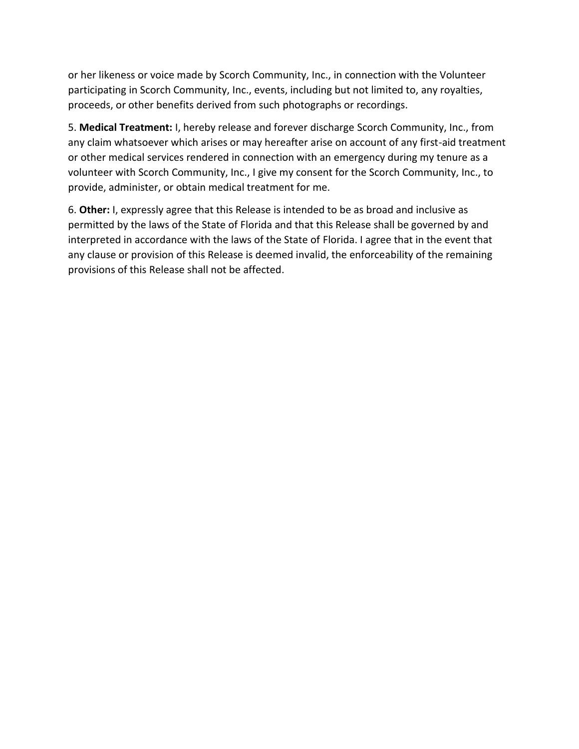or her likeness or voice made by Scorch Community, Inc., in connection with the Volunteer participating in Scorch Community, Inc., events, including but not limited to, any royalties, proceeds, or other benefits derived from such photographs or recordings.

5. **Medical Treatment:** I, hereby release and forever discharge Scorch Community, Inc., from any claim whatsoever which arises or may hereafter arise on account of any first-aid treatment or other medical services rendered in connection with an emergency during my tenure as a volunteer with Scorch Community, Inc., I give my consent for the Scorch Community, Inc., to provide, administer, or obtain medical treatment for me.

6. **Other:** I, expressly agree that this Release is intended to be as broad and inclusive as permitted by the laws of the State of Florida and that this Release shall be governed by and interpreted in accordance with the laws of the State of Florida. I agree that in the event that any clause or provision of this Release is deemed invalid, the enforceability of the remaining provisions of this Release shall not be affected.